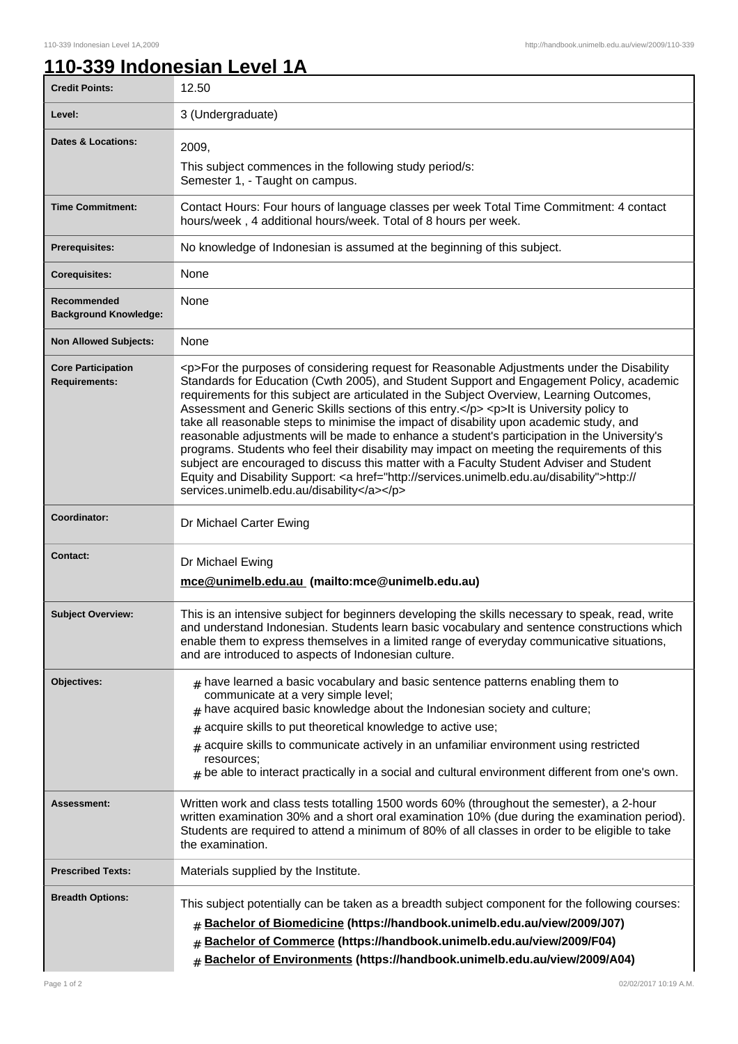# 110-339 Indonesian Level 1A

| | |
|---|---|
| **Credit Points:** | 12.50 |
| **Level:** | 3 (Undergraduate) |
| **Dates & Locations:** | 2009,<br>This subject commences in the following study period/s:<br>Semester 1, - Taught on campus. |
| **Time Commitment:** | Contact Hours: Four hours of language classes per week Total Time Commitment: 4 contact hours/week , 4 additional hours/week. Total of 8 hours per week. |
| **Prerequisites:** | No knowledge of Indonesian is assumed at the beginning of this subject. |
| **Corequisites:** | None |
| **Recommended Background Knowledge:** | None |
| **Non Allowed Subjects:** | None |
| **Core Participation Requirements:** | <p>For the purposes of considering request for Reasonable Adjustments under the Disability Standards for Education (Cwth 2005), and Student Support and Engagement Policy, academic requirements for this subject are articulated in the Subject Overview, Learning Outcomes, Assessment and Generic Skills sections of this entry.</p> <p>It is University policy to take all reasonable steps to minimise the impact of disability upon academic study, and reasonable adjustments will be made to enhance a student's participation in the University's programs. Students who feel their disability may impact on meeting the requirements of this subject are encouraged to discuss this matter with a Faculty Student Adviser and Student Equity and Disability Support: <a href="http://services.unimelb.edu.au/disability">http://services.unimelb.edu.au/disability</a></p> |
| **Coordinator:** | Dr Michael Carter Ewing |
| **Contact:** | Dr Michael Ewing<br>**mce@unimelb.edu.au (mailto:mce@unimelb.edu.au)** |
| **Subject Overview:** | This is an intensive subject for beginners developing the skills necessary to speak, read, write and understand Indonesian. Students learn basic vocabulary and sentence constructions which enable them to express themselves in a limited range of everyday communicative situations, and are introduced to aspects of Indonesian culture. |
| **Objectives:** | # have learned a basic vocabulary and basic sentence patterns enabling them to communicate at a very simple level;<br># have acquired basic knowledge about the Indonesian society and culture;<br># acquire skills to put theoretical knowledge to active use;<br># acquire skills to communicate actively in an unfamiliar environment using restricted resources;<br># be able to interact practically in a social and cultural environment different from one's own. |
| **Assessment:** | Written work and class tests totalling 1500 words 60% (throughout the semester), a 2-hour written examination 30% and a short oral examination 10% (due during the examination period). Students are required to attend a minimum of 80% of all classes in order to be eligible to take the examination. |
| **Prescribed Texts:** | Materials supplied by the Institute. |
| **Breadth Options:** | This subject potentially can be taken as a breadth subject component for the following courses:<br># **Bachelor of Biomedicine (https://handbook.unimelb.edu.au/view/2009/J07)**<br># **Bachelor of Commerce (https://handbook.unimelb.edu.au/view/2009/F04)**<br># **Bachelor of Environments (https://handbook.unimelb.edu.au/view/2009/A04)** |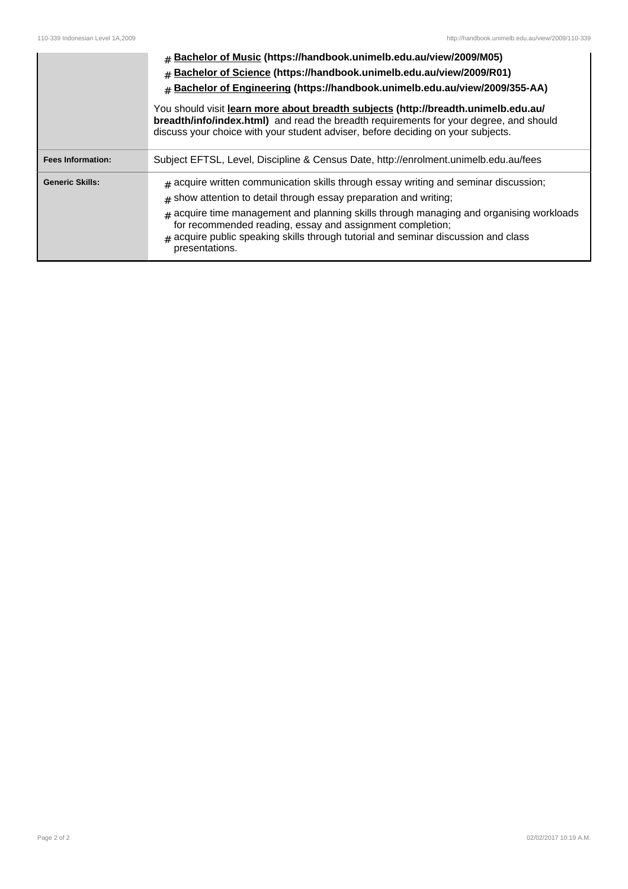| | |
|---|---|
| | - **Bachelor of Music** **(https://handbook.unimelb.edu.au/view/2009/M05)**<br>- **Bachelor of Science** **(https://handbook.unimelb.edu.au/view/2009/R01)**<br>- **Bachelor of Engineering** **(https://handbook.unimelb.edu.au/view/2009/355-AA)**<br><br>You should visit **learn more about breadth subjects** **(http://breadth.unimelb.edu.au/breadth/info/index.html)** and read the breadth requirements for your degree, and should discuss your choice with your student adviser, before deciding on your subjects. |
| **Fees Information:** | Subject EFTSL, Level, Discipline & Census Date, http://enrolment.unimelb.edu.au/fees |
| **Generic Skills:** | - acquire written communication skills through essay writing and seminar discussion;<br>- show attention to detail through essay preparation and writing;<br>- acquire time management and planning skills through managing and organising workloads for recommended reading, essay and assignment completion;<br>- acquire public speaking skills through tutorial and seminar discussion and class presentations. |